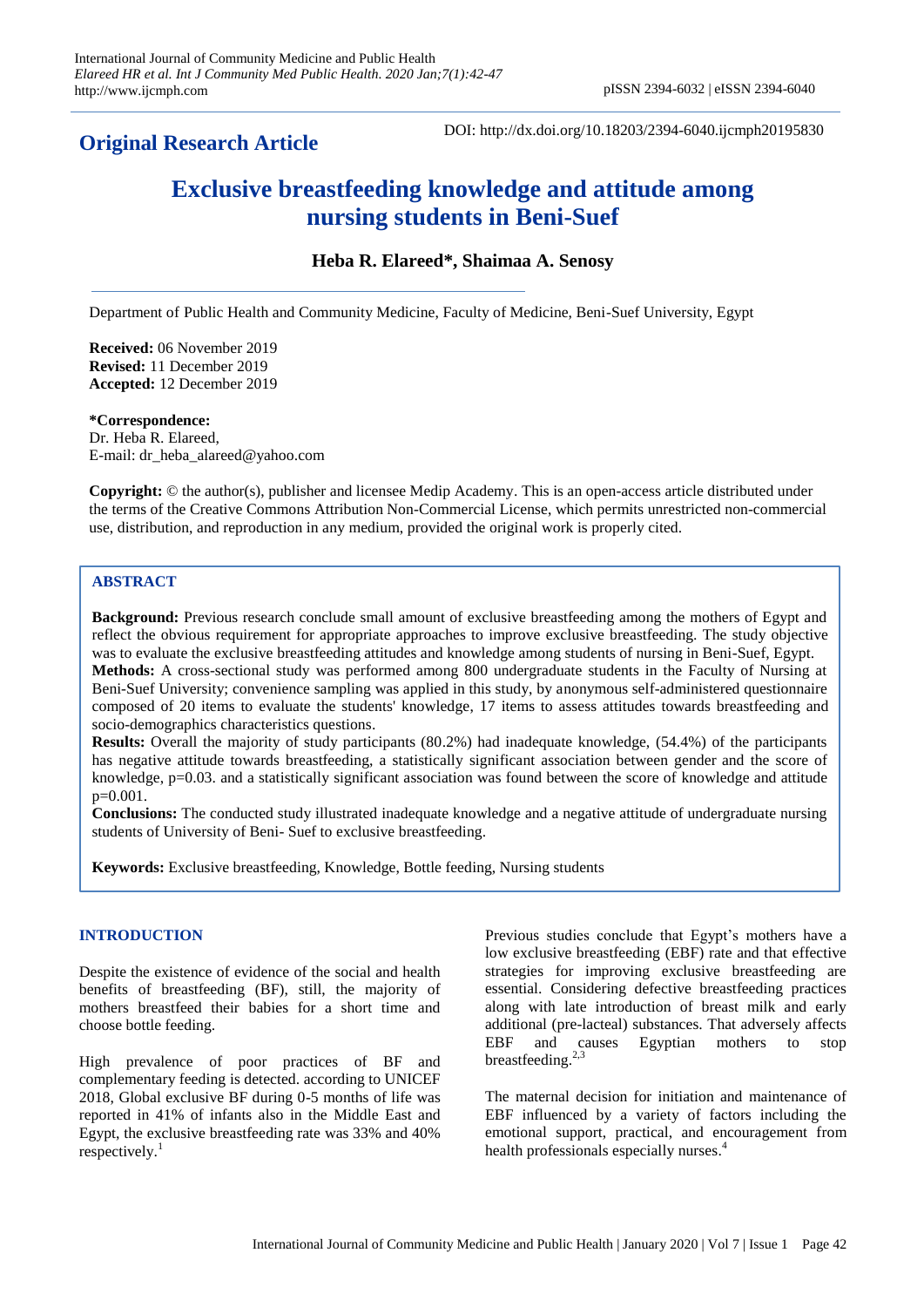## Original Research Article

DOI: http://dx.doi.org/10.18203/2394-6040.ijcmph20195830

# Exclusive breastfeeding knowledge and attitude among nursing students in Beni-Suef

**Heba R. Elareed*, Shaimaa A. Senosy**

Department of Public Health and Community Medicine, Faculty of Medicine, Beni-Suef University, Egypt

**Received:** 06 November 2019
**Revised:** 11 December 2019
**Accepted:** 12 December 2019

**\*Correspondence:**
Dr. Heba R. Elareed,
E-mail: dr_heba_alareed@yahoo.com

**Copyright:** © the author(s), publisher and licensee Medip Academy. This is an open-access article distributed under the terms of the Creative Commons Attribution Non-Commercial License, which permits unrestricted non-commercial use, distribution, and reproduction in any medium, provided the original work is properly cited.

## ABSTRACT

**Background:** Previous research conclude small amount of exclusive breastfeeding among the mothers of Egypt and reflect the obvious requirement for appropriate approaches to improve exclusive breastfeeding. The study objective was to evaluate the exclusive breastfeeding attitudes and knowledge among students of nursing in Beni-Suef, Egypt.

**Methods:** A cross-sectional study was performed among 800 undergraduate students in the Faculty of Nursing at Beni-Suef University; convenience sampling was applied in this study, by anonymous self-administered questionnaire composed of 20 items to evaluate the students' knowledge, 17 items to assess attitudes towards breastfeeding and socio-demographics characteristics questions.

**Results:** Overall the majority of study participants (80.2%) had inadequate knowledge, (54.4%) of the participants has negative attitude towards breastfeeding, a statistically significant association between gender and the score of knowledge, p=0.03. and a statistically significant association was found between the score of knowledge and attitude p=0.001.

**Conclusions:** The conducted study illustrated inadequate knowledge and a negative attitude of undergraduate nursing students of University of Beni- Suef to exclusive breastfeeding.

**Keywords:** Exclusive breastfeeding, Knowledge, Bottle feeding, Nursing students

## INTRODUCTION

Despite the existence of evidence of the social and health benefits of breastfeeding (BF), still, the majority of mothers breastfeed their babies for a short time and choose bottle feeding.

High prevalence of poor practices of BF and complementary feeding is detected. according to UNICEF 2018, Global exclusive BF during 0-5 months of life was reported in 41% of infants also in the Middle East and Egypt, the exclusive breastfeeding rate was 33% and 40% respectively.[1]

Previous studies conclude that Egypt's mothers have a low exclusive breastfeeding (EBF) rate and that effective strategies for improving exclusive breastfeeding are essential. Considering defective breastfeeding practices along with late introduction of breast milk and early additional (pre-lacteal) substances. That adversely affects EBF and causes Egyptian mothers to stop breastfeeding.[2,3]

The maternal decision for initiation and maintenance of EBF influenced by a variety of factors including the emotional support, practical, and encouragement from health professionals especially nurses.[4]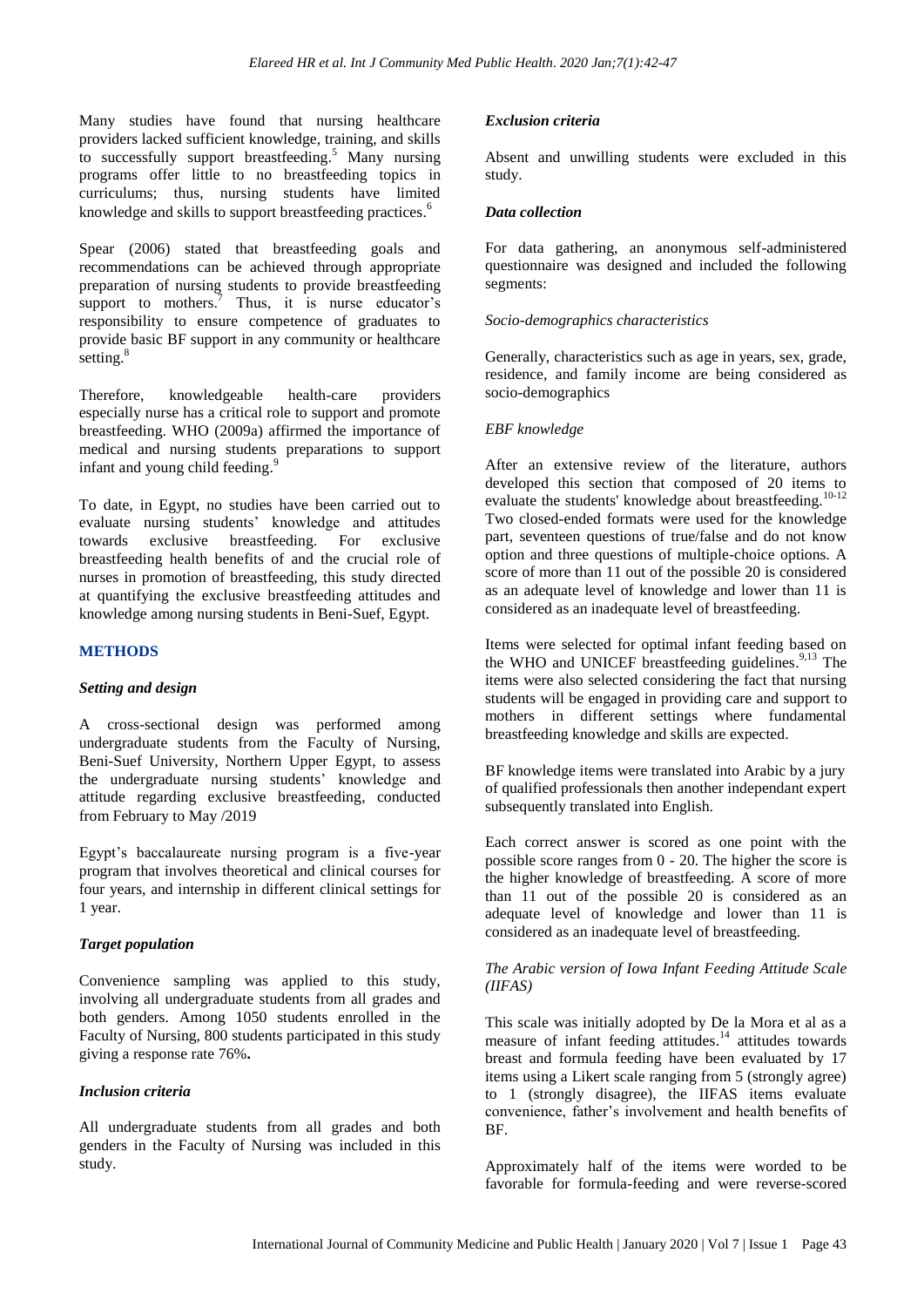Many studies have found that nursing healthcare providers lacked sufficient knowledge, training, and skills to successfully support breastfeeding.[5] Many nursing programs offer little to no breastfeeding topics in curriculums; thus, nursing students have limited knowledge and skills to support breastfeeding practices.[6]

Spear (2006) stated that breastfeeding goals and recommendations can be achieved through appropriate preparation of nursing students to provide breastfeeding support to mothers.[7] Thus, it is nurse educator's responsibility to ensure competence of graduates to provide basic BF support in any community or healthcare setting.[8]

Therefore, knowledgeable health-care providers especially nurse has a critical role to support and promote breastfeeding. WHO (2009a) affirmed the importance of medical and nursing students preparations to support infant and young child feeding.[9]

To date, in Egypt, no studies have been carried out to evaluate nursing students' knowledge and attitudes towards exclusive breastfeeding. For exclusive breastfeeding health benefits of and the crucial role of nurses in promotion of breastfeeding, this study directed at quantifying the exclusive breastfeeding attitudes and knowledge among nursing students in Beni-Suef, Egypt.

## METHODS

### Setting and design

A cross-sectional design was performed among undergraduate students from the Faculty of Nursing, Beni-Suef University, Northern Upper Egypt, to assess the undergraduate nursing students' knowledge and attitude regarding exclusive breastfeeding, conducted from February to May /2019

Egypt's baccalaureate nursing program is a five-year program that involves theoretical and clinical courses for four years, and internship in different clinical settings for 1 year.

### Target population

Convenience sampling was applied to this study, involving all undergraduate students from all grades and both genders. Among 1050 students enrolled in the Faculty of Nursing, 800 students participated in this study giving a response rate 76%**.**

### Inclusion criteria

All undergraduate students from all grades and both genders in the Faculty of Nursing was included in this study.

### Exclusion criteria

Absent and unwilling students were excluded in this study.

### Data collection

For data gathering, an anonymous self-administered questionnaire was designed and included the following segments:

*Socio-demographics characteristics*

Generally, characteristics such as age in years, sex, grade, residence, and family income are being considered as socio-demographics

*EBF knowledge*

After an extensive review of the literature, authors developed this section that composed of 20 items to evaluate the students' knowledge about breastfeeding.[10-12] Two closed-ended formats were used for the knowledge part, seventeen questions of true/false and do not know option and three questions of multiple-choice options. A score of more than 11 out of the possible 20 is considered as an adequate level of knowledge and lower than 11 is considered as an inadequate level of breastfeeding.

Items were selected for optimal infant feeding based on the WHO and UNICEF breastfeeding guidelines.[9,13] The items were also selected considering the fact that nursing students will be engaged in providing care and support to mothers in different settings where fundamental breastfeeding knowledge and skills are expected.

BF knowledge items were translated into Arabic by a jury of qualified professionals then another independant expert subsequently translated into English.

Each correct answer is scored as one point with the possible score ranges from 0 - 20. The higher the score is the higher knowledge of breastfeeding. A score of more than 11 out of the possible 20 is considered as an adequate level of knowledge and lower than 11 is considered as an inadequate level of breastfeeding.

*The Arabic version of Iowa Infant Feeding Attitude Scale (IIFAS)*

This scale was initially adopted by De la Mora et al as a measure of infant feeding attitudes.[14] attitudes towards breast and formula feeding have been evaluated by 17 items using a Likert scale ranging from 5 (strongly agree) to 1 (strongly disagree), the IIFAS items evaluate convenience, father's involvement and health benefits of BF.

Approximately half of the items were worded to be favorable for formula-feeding and were reverse-scored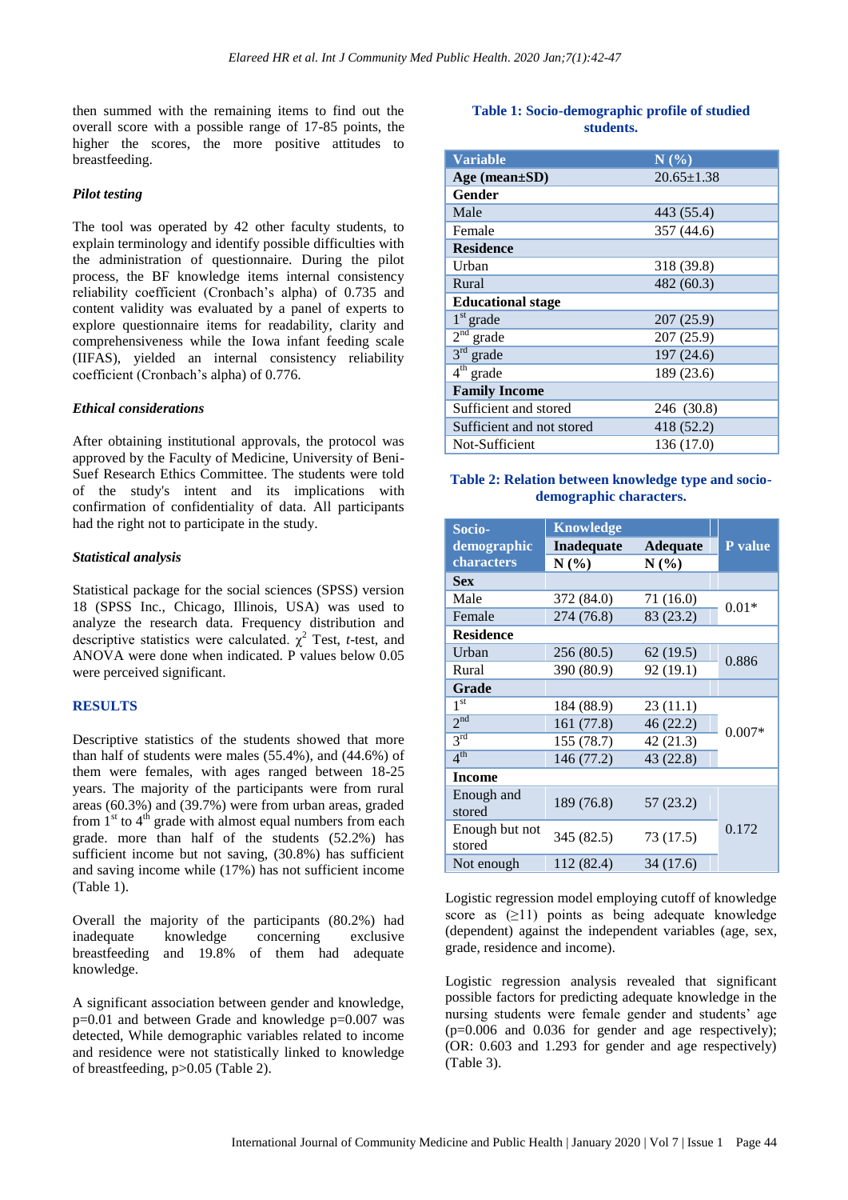then summed with the remaining items to find out the overall score with a possible range of 17-85 points, the higher the scores, the more positive attitudes to breastfeeding.

***Pilot testing***

The tool was operated by 42 other faculty students, to explain terminology and identify possible difficulties with the administration of questionnaire. During the pilot process, the BF knowledge items internal consistency reliability coefficient (Cronbach's alpha) of 0.735 and content validity was evaluated by a panel of experts to explore questionnaire items for readability, clarity and comprehensiveness while the Iowa infant feeding scale (IIFAS), yielded an internal consistency reliability coefficient (Cronbach's alpha) of 0.776.

***Ethical considerations***

After obtaining institutional approvals, the protocol was approved by the Faculty of Medicine, University of Beni-Suef Research Ethics Committee. The students were told of the study's intent and its implications with confirmation of confidentiality of data. All participants had the right not to participate in the study.

***Statistical analysis***

Statistical package for the social sciences (SPSS) version 18 (SPSS Inc., Chicago, Illinois, USA) was used to analyze the research data. Frequency distribution and descriptive statistics were calculated. $\chi^2$ Test, *t*-test, and ANOVA were done when indicated. P values below 0.05 were perceived significant.

## RESULTS

Descriptive statistics of the students showed that more than half of students were males (55.4%), and (44.6%) of them were females, with ages ranged between 18-25 years. The majority of the participants were from rural areas (60.3%) and (39.7%) were from urban areas, graded from 1st to 4th grade with almost equal numbers from each grade. more than half of the students (52.2%) has sufficient income but not saving, (30.8%) has sufficient and saving income while (17%) has not sufficient income (Table 1).

Overall the majority of the participants (80.2%) had inadequate knowledge concerning exclusive breastfeeding and 19.8% of them had adequate knowledge.

A significant association between gender and knowledge, p=0.01 and between Grade and knowledge p=0.007 was detected, While demographic variables related to income and residence were not statistically linked to knowledge of breastfeeding, p>0.05 (Table 2).

**Table 1: Socio-demographic profile of studied students.**

| Variable | N (%) |
|---|---|
| **Age (mean±SD)** | 20.65±1.38 |
| **Gender** | |
| Male | 443 (55.4) |
| Female | 357 (44.6) |
| **Residence** | |
| Urban | 318 (39.8) |
| Rural | 482 (60.3) |
| **Educational stage** | |
| 1st grade | 207 (25.9) |
| 2nd grade | 207 (25.9) |
| 3rd grade | 197 (24.6) |
| 4th grade | 189 (23.6) |
| **Family Income** | |
| Sufficient and stored | 246 (30.8) |
| Sufficient and not stored | 418 (52.2) |
| Not-Sufficient | 136 (17.0) |

**Table 2: Relation between knowledge type and socio-demographic characters.**

| Socio-demographic characters | Knowledge | | P value |
|---|---|---|---|
| | Inadequate N (%) | Adequate N (%) | |
| **Sex** | | | |
| Male | 372 (84.0) | 71 (16.0) | 0.01* |
| Female | 274 (76.8) | 83 (23.2) | |
| **Residence** | | | |
| Urban | 256 (80.5) | 62 (19.5) | 0.886 |
| Rural | 390 (80.9) | 92 (19.1) | |
| **Grade** | | | |
| 1st | 184 (88.9) | 23 (11.1) | 0.007* |
| 2nd | 161 (77.8) | 46 (22.2) | |
| 3rd | 155 (78.7) | 42 (21.3) | |
| 4th | 146 (77.2) | 43 (22.8) | |
| **Income** | | | |
| Enough and stored | 189 (76.8) | 57 (23.2) | 0.172 |
| Enough but not stored | 345 (82.5) | 73 (17.5) | |
| Not enough | 112 (82.4) | 34 (17.6) | |

Logistic regression model employing cutoff of knowledge score as (≥11) points as being adequate knowledge (dependent) against the independent variables (age, sex, grade, residence and income).

Logistic regression analysis revealed that significant possible factors for predicting adequate knowledge in the nursing students were female gender and students' age (p=0.006 and 0.036 for gender and age respectively); (OR: 0.603 and 1.293 for gender and age respectively) (Table 3).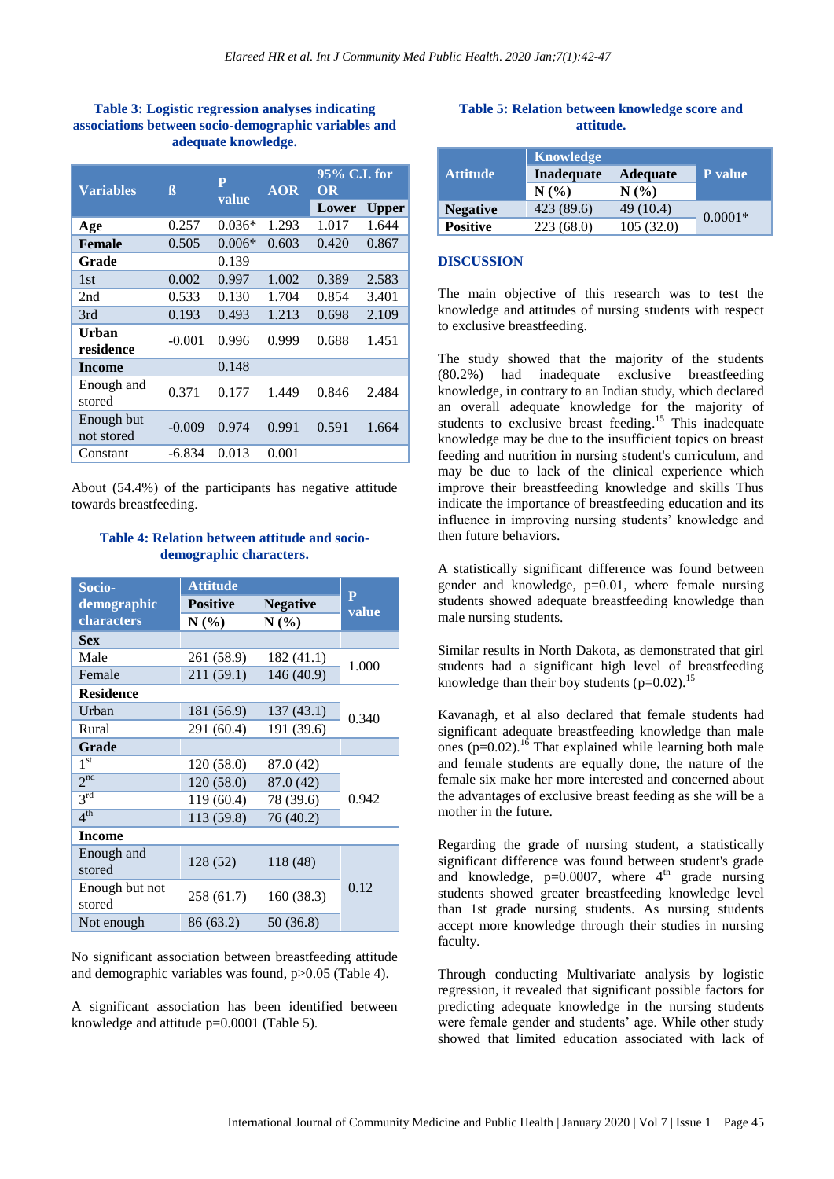**Table 3: Logistic regression analyses indicating associations between socio-demographic variables and adequate knowledge.**

| Variables | ß | P value | AOR | 95% C.I. for OR | |
|---|---|---|---|---|---|
| | | | | Lower | Upper |
| **Age** | 0.257 | 0.036* | 1.293 | 1.017 | 1.644 |
| **Female** | 0.505 | 0.006* | 0.603 | 0.420 | 0.867 |
| **Grade** | | 0.139 | | | |
| 1st | 0.002 | 0.997 | 1.002 | 0.389 | 2.583 |
| 2nd | 0.533 | 0.130 | 1.704 | 0.854 | 3.401 |
| 3rd | 0.193 | 0.493 | 1.213 | 0.698 | 2.109 |
| **Urban residence** | -0.001 | 0.996 | 0.999 | 0.688 | 1.451 |
| **Income** | | 0.148 | | | |
| Enough and stored | 0.371 | 0.177 | 1.449 | 0.846 | 2.484 |
| Enough but not stored | -0.009 | 0.974 | 0.991 | 0.591 | 1.664 |
| Constant | -6.834 | 0.013 | 0.001 | | |

About (54.4%) of the participants has negative attitude towards breastfeeding.

**Table 4: Relation between attitude and socio-demographic characters.**

| Socio-demographic characters | Attitude | | P value |
|---|---|---|---|
| | Positive | Negative | |
| | N (%) | N (%) | |
| **Sex** | | | |
| Male | 261 (58.9) | 182 (41.1) | 1.000 |
| Female | 211 (59.1) | 146 (40.9) | |
| **Residence** | | | |
| Urban | 181 (56.9) | 137 (43.1) | 0.340 |
| Rural | 291 (60.4) | 191 (39.6) | |
| **Grade** | | | |
| 1st | 120 (58.0) | 87.0 (42) | 0.942 |
| 2nd | 120 (58.0) | 87.0 (42) | |
| 3rd | 119 (60.4) | 78 (39.6) | |
| 4th | 113 (59.8) | 76 (40.2) | |
| **Income** | | | |
| Enough and stored | 128 (52) | 118 (48) | 0.12 |
| Enough but not stored | 258 (61.7) | 160 (38.3) | |
| Not enough | 86 (63.2) | 50 (36.8) | |

No significant association between breastfeeding attitude and demographic variables was found, $p>0.05$ (Table 4).

A significant association has been identified between knowledge and attitude $p=0.0001$ (Table 5).

**Table 5: Relation between knowledge score and attitude.**

| Attitude | Knowledge | | P value |
|---|---|---|---|
| | Inadequate | Adequate | |
| | N (%) | N (%) | |
| **Negative** | 423 (89.6) | 49 (10.4) | 0.0001* |
| **Positive** | 223 (68.0) | 105 (32.0) | |

## DISCUSSION

The main objective of this research was to test the knowledge and attitudes of nursing students with respect to exclusive breastfeeding.

The study showed that the majority of the students (80.2%) had inadequate exclusive breastfeeding knowledge, in contrary to an Indian study, which declared an overall adequate knowledge for the majority of students to exclusive breast feeding.[15] This inadequate knowledge may be due to the insufficient topics on breast feeding and nutrition in nursing student's curriculum, and may be due to lack of the clinical experience which improve their breastfeeding knowledge and skills Thus indicate the importance of breastfeeding education and its influence in improving nursing students' knowledge and then future behaviors.

A statistically significant difference was found between gender and knowledge, $p=0.01$, where female nursing students showed adequate breastfeeding knowledge than male nursing students.

Similar results in North Dakota, as demonstrated that girl students had a significant high level of breastfeeding knowledge than their boy students ($p=0.02$).[15]

Kavanagh, et al also declared that female students had significant adequate breastfeeding knowledge than male ones ($p=0.02$).[16] That explained while learning both male and female students are equally done, the nature of the female six make her more interested and concerned about the advantages of exclusive breast feeding as she will be a mother in the future.

Regarding the grade of nursing student, a statistically significant difference was found between student's grade and knowledge, $p=0.0007$, where 4th grade nursing students showed greater breastfeeding knowledge level than 1st grade nursing students. As nursing students accept more knowledge through their studies in nursing faculty.

Through conducting Multivariate analysis by logistic regression, it revealed that significant possible factors for predicting adequate knowledge in the nursing students were female gender and students' age. While other study showed that limited education associated with lack of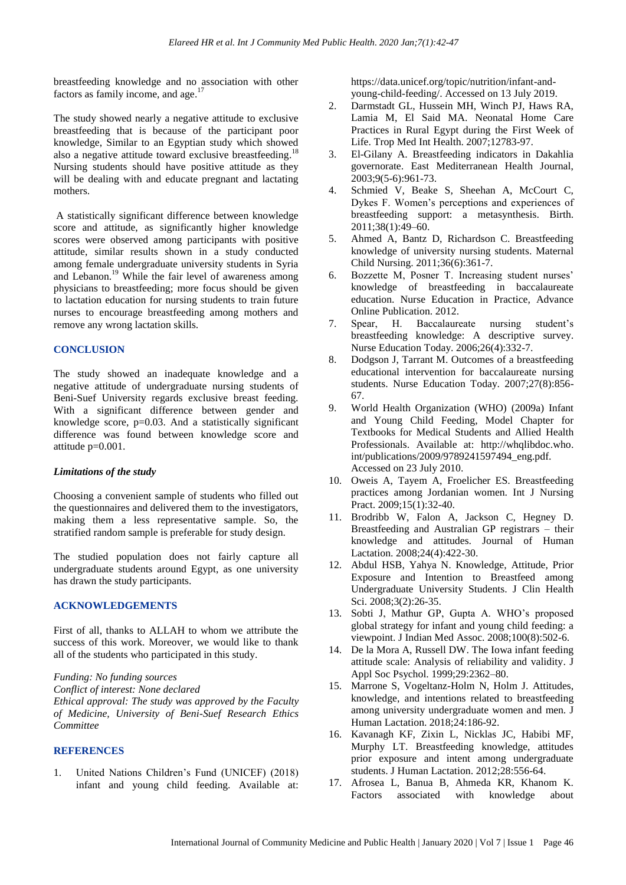breastfeeding knowledge and no association with other factors as family income, and age.[17]

The study showed nearly a negative attitude to exclusive breastfeeding that is because of the participant poor knowledge, Similar to an Egyptian study which showed also a negative attitude toward exclusive breastfeeding.[18] Nursing students should have positive attitude as they will be dealing with and educate pregnant and lactating mothers.

A statistically significant difference between knowledge score and attitude, as significantly higher knowledge scores were observed among participants with positive attitude, similar results shown in a study conducted among female undergraduate university students in Syria and Lebanon.[19] While the fair level of awareness among physicians to breastfeeding; more focus should be given to lactation education for nursing students to train future nurses to encourage breastfeeding among mothers and remove any wrong lactation skills.

## CONCLUSION

The study showed an inadequate knowledge and a negative attitude of undergraduate nursing students of Beni-Suef University regards exclusive breast feeding. With a significant difference between gender and knowledge score, p=0.03. And a statistically significant difference was found between knowledge score and attitude p=0.001.

### *Limitations of the study*

Choosing a convenient sample of students who filled out the questionnaires and delivered them to the investigators, making them a less representative sample. So, the stratified random sample is preferable for study design.

The studied population does not fairly capture all undergraduate students around Egypt, as one university has drawn the study participants.

## ACKNOWLEDGEMENTS

First of all, thanks to ALLAH to whom we attribute the success of this work. Moreover, we would like to thank all of the students who participated in this study.

*Funding: No funding sources*
*Conflict of interest: None declared*
*Ethical approval: The study was approved by the Faculty of Medicine, University of Beni-Suef Research Ethics Committee*

## REFERENCES

1. United Nations Children's Fund (UNICEF) (2018) infant and young child feeding. Available at: https://data.unicef.org/topic/nutrition/infant-and-young-child-feeding/. Accessed on 13 July 2019.
2. Darmstadt GL, Hussein MH, Winch PJ, Haws RA, Lamia M, El Said MA. Neonatal Home Care Practices in Rural Egypt during the First Week of Life. Trop Med Int Health. 2007;12783-97.
3. El-Gilany A. Breastfeeding indicators in Dakahlia governorate. East Mediterranean Health Journal, 2003;9(5-6):961-73.
4. Schmied V, Beake S, Sheehan A, McCourt C, Dykes F. Women's perceptions and experiences of breastfeeding support: a metasynthesis. Birth. 2011;38(1):49–60.
5. Ahmed A, Bantz D, Richardson C. Breastfeeding knowledge of university nursing students. Maternal Child Nursing. 2011;36(6):361-7.
6. Bozzette M, Posner T. Increasing student nurses' knowledge of breastfeeding in baccalaureate education. Nurse Education in Practice, Advance Online Publication. 2012.
7. Spear, H. Baccalaureate nursing student's breastfeeding knowledge: A descriptive survey. Nurse Education Today. 2006;26(4):332-7.
8. Dodgson J, Tarrant M. Outcomes of a breastfeeding educational intervention for baccalaureate nursing students. Nurse Education Today. 2007;27(8):856-67.
9. World Health Organization (WHO) (2009a) Infant and Young Child Feeding, Model Chapter for Textbooks for Medical Students and Allied Health Professionals. Available at: http://whqlibdoc.who.int/publications/2009/9789241597494_eng.pdf. Accessed on 23 July 2010.
10. Oweis A, Tayem A, Froelicher ES. Breastfeeding practices among Jordanian women. Int J Nursing Pract. 2009;15(1):32-40.
11. Brodribb W, Falon A, Jackson C, Hegney D. Breastfeeding and Australian GP registrars – their knowledge and attitudes. Journal of Human Lactation. 2008;24(4):422-30.
12. Abdul HSB, Yahya N. Knowledge, Attitude, Prior Exposure and Intention to Breastfeed among Undergraduate University Students. J Clin Health Sci. 2008;3(2):26-35.
13. Sobti J, Mathur GP, Gupta A. WHO's proposed global strategy for infant and young child feeding: a viewpoint. J Indian Med Assoc. 2008;100(8):502-6.
14. De la Mora A, Russell DW. The Iowa infant feeding attitude scale: Analysis of reliability and validity. J Appl Soc Psychol. 1999;29:2362–80.
15. Marrone S, Vogeltanz-Holm N, Holm J. Attitudes, knowledge, and intentions related to breastfeeding among university undergraduate women and men. J Human Lactation. 2018;24:186-92.
16. Kavanagh KF, Zixin L, Nicklas JC, Habibi MF, Murphy LT. Breastfeeding knowledge, attitudes prior exposure and intent among undergraduate students. J Human Lactation. 2012;28:556-64.
17. Afrosea L, Banua B, Ahmeda KR, Khanom K. Factors associated with knowledge about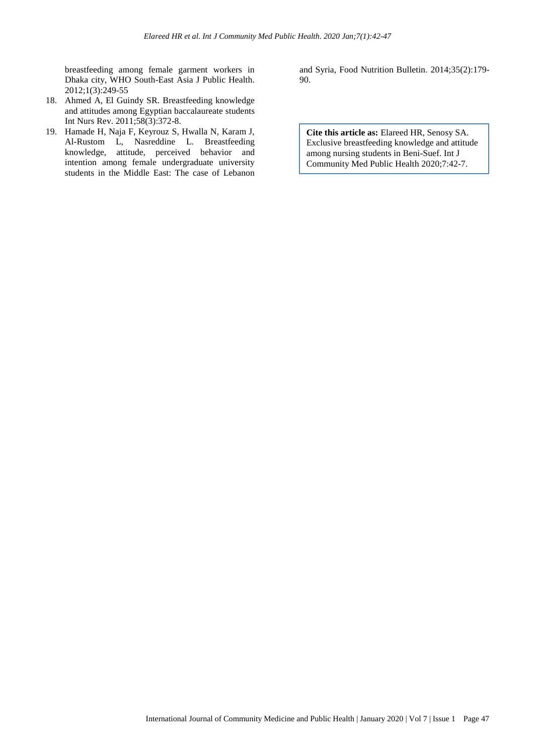breastfeeding among female garment workers in Dhaka city, WHO South-East Asia J Public Health. 2012;1(3):249-55

18. Ahmed A, El Guindy SR. Breastfeeding knowledge and attitudes among Egyptian baccalaureate students Int Nurs Rev. 2011;58(3):372-8.
19. Hamade H, Naja F, Keyrouz S, Hwalla N, Karam J, Al-Rustom L, Nasreddine L. Breastfeeding knowledge, attitude, perceived behavior and intention among female undergraduate university students in the Middle East: The case of Lebanon and Syria, Food Nutrition Bulletin. 2014;35(2):179-90.

**Cite this article as:** Elareed HR, Senosy SA. Exclusive breastfeeding knowledge and attitude among nursing students in Beni-Suef. Int J Community Med Public Health 2020;7:42-7.